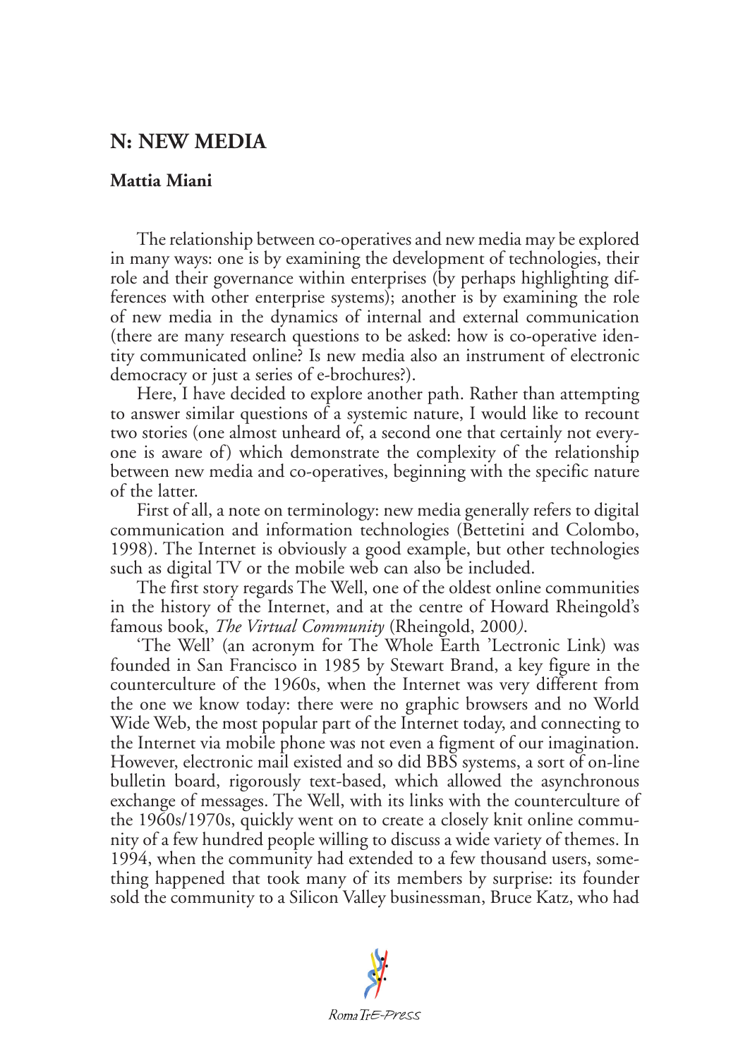# N: NEW MEDIA

**Mattia Miani**

The relationship between co-operatives and new media may be explored in many ways: one is by examining the development of technologies, their role and their governance within enterprises (by perhaps highlighting differences with other enterprise systems); another is by examining the role of new media in the dynamics of internal and external communication (there are many research questions to be asked: how is co-operative identity communicated online? Is new media also an instrument of electronic democracy or just a series of e-brochures?).

Here, I have decided to explore another path. Rather than attempting to answer similar questions of a systemic nature, I would like to recount two stories (one almost unheard of, a second one that certainly not everyone is aware of) which demonstrate the complexity of the relationship between new media and co-operatives, beginning with the specific nature of the latter.

First of all, a note on terminology: new media generally refers to digital communication and information technologies (Bettetini and Colombo, 1998). The Internet is obviously a good example, but other technologies such as digital TV or the mobile web can also be included.

The first story regards The Well, one of the oldest online communities in the history of the Internet, and at the centre of Howard Rheingold's famous book, *The Virtual Community* (Rheingold, 2000).

'The Well' (an acronym for The Whole Earth 'Lectronic Link) was founded in San Francisco in 1985 by Stewart Brand, a key figure in the counterculture of the 1960s, when the Internet was very different from the one we know today: there were no graphic browsers and no World Wide Web, the most popular part of the Internet today, and connecting to the Internet via mobile phone was not even a figment of our imagination. However, electronic mail existed and so did BBS systems, a sort of on-line bulletin board, rigorously text-based, which allowed the asynchronous exchange of messages. The Well, with its links with the counterculture of the 1960s/1970s, quickly went on to create a closely knit online community of a few hundred people willing to discuss a wide variety of themes. In 1994, when the community had extended to a few thousand users, something happened that took many of its members by surprise: its founder sold the community to a Silicon Valley businessman, Bruce Katz, who had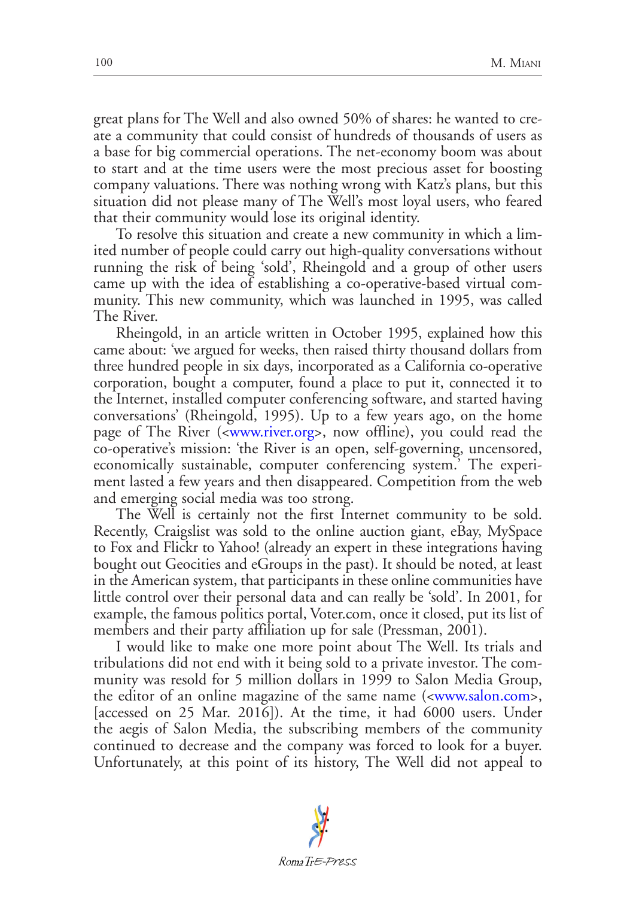great plans for The Well and also owned 50% of shares: he wanted to create a community that could consist of hundreds of thousands of users as a base for big commercial operations. The net-economy boom was about to start and at the time users were the most precious asset for boosting company valuations. There was nothing wrong with Katz's plans, but this situation did not please many of The Well's most loyal users, who feared that their community would lose its original identity.

To resolve this situation and create a new community in which a limited number of people could carry out high-quality conversations without running the risk of being 'sold', Rheingold and a group of other users came up with the idea of establishing a co-operative-based virtual community. This new community, which was launched in 1995, was called The River.

Rheingold, in an article written in October 1995, explained how this came about: 'we argued for weeks, then raised thirty thousand dollars from three hundred people in six days, incorporated as a California co-operative corporation, bought a computer, found a place to put it, connected it to the Internet, installed computer conferencing software, and started having conversations' (Rheingold, 1995). Up to a few years ago, on the home page of The River (<www.river.org>, now offline), you could read the co-operative's mission: 'the River is an open, self-governing, uncensored, economically sustainable, computer conferencing system.' The experiment lasted a few years and then disappeared. Competition from the web and emerging social media was too strong.

The Well is certainly not the first Internet community to be sold. Recently, Craigslist was sold to the online auction giant, eBay, MySpace to Fox and Flickr to Yahoo! (already an expert in these integrations having bought out Geocities and eGroups in the past). It should be noted, at least in the American system, that participants in these online communities have little control over their personal data and can really be 'sold'. In 2001, for example, the famous politics portal, Voter.com, once it closed, put its list of members and their party affiliation up for sale (Pressman, 2001).

I would like to make one more point about The Well. Its trials and tribulations did not end with it being sold to a private investor. The community was resold for 5 million dollars in 1999 to Salon Media Group, the editor of an online magazine of the same name (<www.salon.com>, [accessed on 25 Mar. 2016]). At the time, it had 6000 users. Under the aegis of Salon Media, the subscribing members of the community continued to decrease and the company was forced to look for a buyer. Unfortunately, at this point of its history, The Well did not appeal to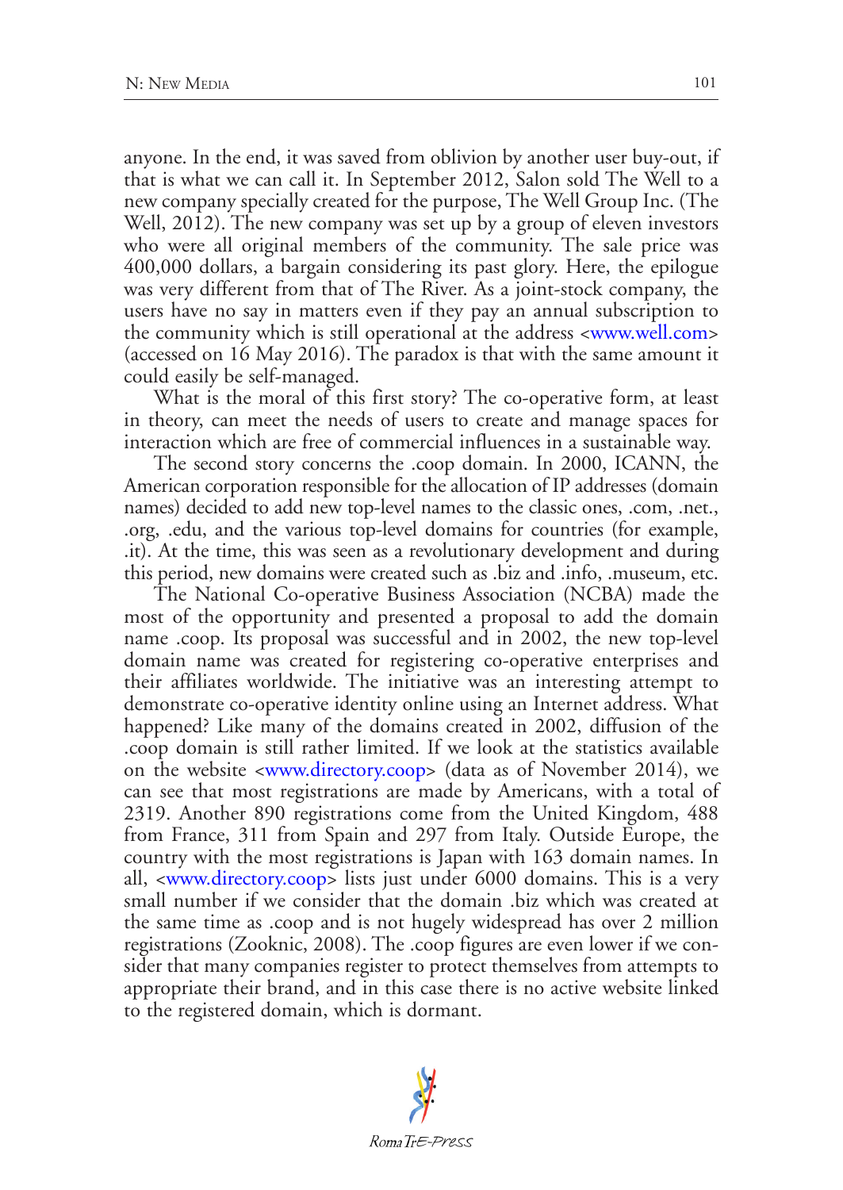anyone. In the end, it was saved from oblivion by another user buy-out, if that is what we can call it. In September 2012, Salon sold The Well to a new company specially created for the purpose, The Well Group Inc. (The Well, 2012). The new company was set up by a group of eleven investors who were all original members of the community. The sale price was 400,000 dollars, a bargain considering its past glory. Here, the epilogue was very different from that of The River. As a joint-stock company, the users have no say in matters even if they pay an annual subscription to the community which is still operational at the address <www.well.com> (accessed on 16 May 2016). The paradox is that with the same amount it could easily be self-managed.

What is the moral of this first story? The co-operative form, at least in theory, can meet the needs of users to create and manage spaces for interaction which are free of commercial influences in a sustainable way.

The second story concerns the .coop domain. In 2000, ICANN, the American corporation responsible for the allocation of IP addresses (domain names) decided to add new top-level names to the classic ones, .com, .net., .org, .edu, and the various top-level domains for countries (for example, .it). At the time, this was seen as a revolutionary development and during this period, new domains were created such as .biz and .info, .museum, etc.

The National Co-operative Business Association (NCBA) made the most of the opportunity and presented a proposal to add the domain name .coop. Its proposal was successful and in 2002, the new top-level domain name was created for registering co-operative enterprises and their affiliates worldwide. The initiative was an interesting attempt to demonstrate co-operative identity online using an Internet address. What happened? Like many of the domains created in 2002, diffusion of the .coop domain is still rather limited. If we look at the statistics available on the website <www.directory.coop> (data as of November 2014), we can see that most registrations are made by Americans, with a total of 2319. Another 890 registrations come from the United Kingdom, 488 from France, 311 from Spain and 297 from Italy. Outside Europe, the country with the most registrations is Japan with 163 domain names. In all, <www.directory.coop> lists just under 6000 domains. This is a very small number if we consider that the domain .biz which was created at the same time as .coop and is not hugely widespread has over 2 million registrations (Zooknic, 2008). The .coop figures are even lower if we consider that many companies register to protect themselves from attempts to appropriate their brand, and in this case there is no active website linked to the registered domain, which is dormant.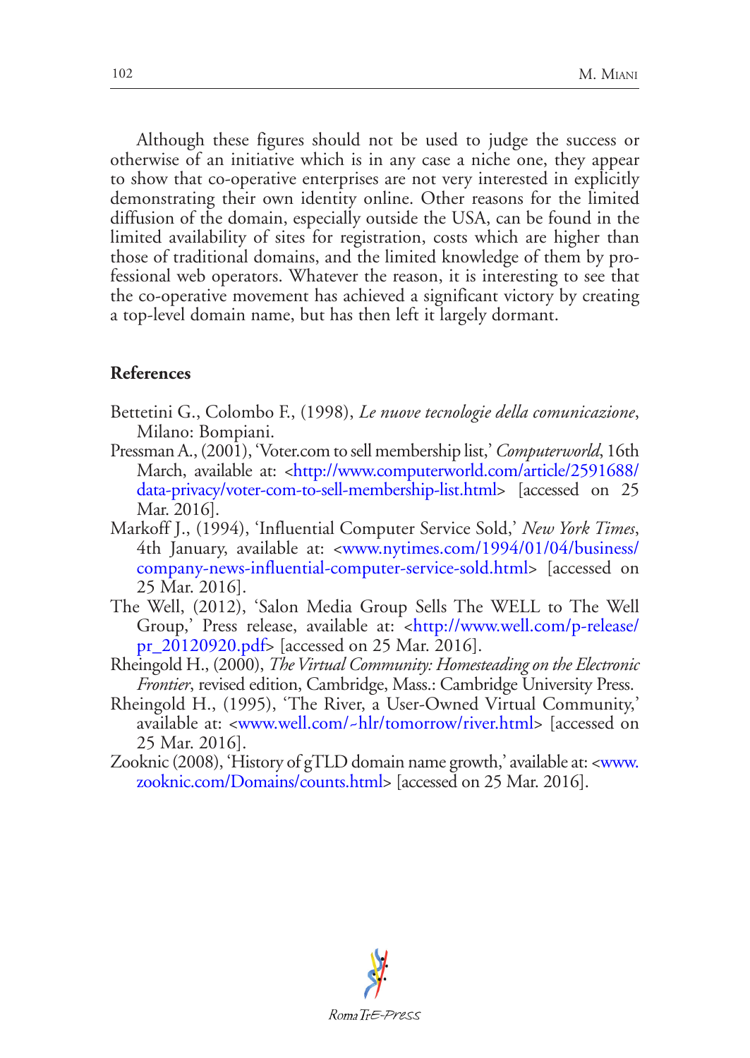Although these figures should not be used to judge the success or otherwise of an initiative which is in any case a niche one, they appear to show that co-operative enterprises are not very interested in explicitly demonstrating their own identity online. Other reasons for the limited diffusion of the domain, especially outside the USA, can be found in the limited availability of sites for registration, costs which are higher than those of traditional domains, and the limited knowledge of them by professional web operators. Whatever the reason, it is interesting to see that the co-operative movement has achieved a significant victory by creating a top-level domain name, but has then left it largely dormant.

## References

Bettetini G., Colombo F., (1998), *Le nuove tecnologie della comunicazione*, Milano: Bompiani.

Pressman A., (2001), 'Voter.com to sell membership list,' *Computerworld*, 16th March, available at: <http://www.computerworld.com/article/2591688/data-privacy/voter-com-to-sell-membership-list.html> [accessed on 25 Mar. 2016].

Markoff J., (1994), 'Influential Computer Service Sold,' *New York Times*, 4th January, available at: <www.nytimes.com/1994/01/04/business/company-news-influential-computer-service-sold.html> [accessed on 25 Mar. 2016].

The Well, (2012), 'Salon Media Group Sells The WELL to The Well Group,' Press release, available at: <http://www.well.com/p-release/pr_20120920.pdf> [accessed on 25 Mar. 2016].

Rheingold H., (2000), *The Virtual Community: Homesteading on the Electronic Frontier*, revised edition, Cambridge, Mass.: Cambridge University Press.

Rheingold H., (1995), 'The River, a User-Owned Virtual Community,' available at: <www.well.com/~hlr/tomorrow/river.html> [accessed on 25 Mar. 2016].

Zooknic (2008), 'History of gTLD domain name growth,' available at: <www.zooknic.com/Domains/counts.html> [accessed on 25 Mar. 2016].